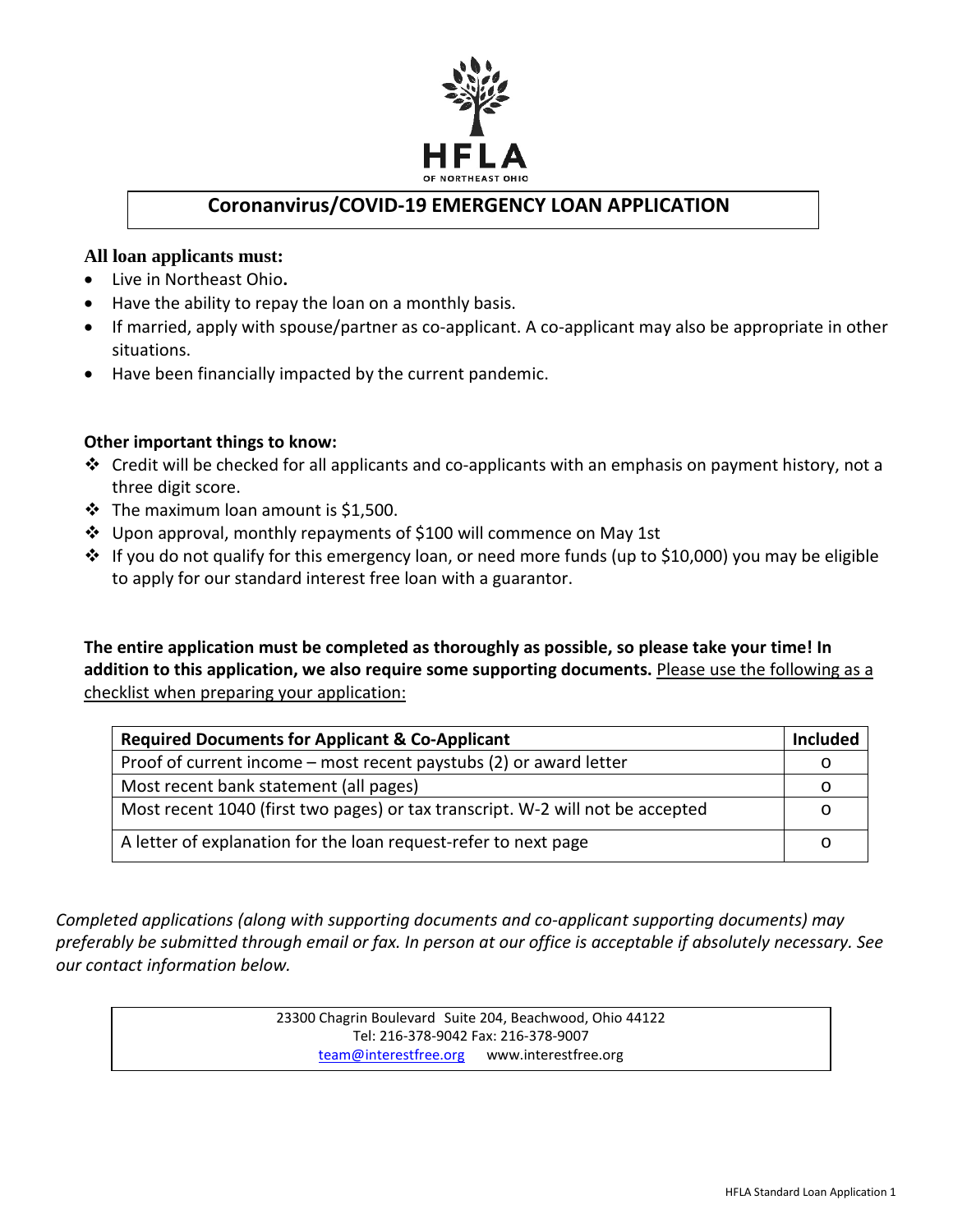HFLA

OF NORTHEAST OHIO

# Coronanvirus/COVID-19 EMERGENCY LOAN APPLICATION

**All loan applicants must:**

- Live in Northeast Ohio**.**
- Have the ability to repay the loan on a monthly basis.
- If married, apply with spouse/partner as co-applicant. A co-applicant may also be appropriate in other situations.
- Have been financially impacted by the current pandemic.

**Other important things to know:**

- Credit will be checked for all applicants and co-applicants with an emphasis on payment history, not a three digit score.
- The maximum loan amount is $1,500.
- Upon approval, monthly repayments of $100 will commence on May 1st
- If you do not qualify for this emergency loan, or need more funds (up to $10,000) you may be eligible to apply for our standard interest free loan with a guarantor.

**The entire application must be completed as thoroughly as possible, so please take your time! In addition to this application, we also require some supporting documents.** Please use the following as a checklist when preparing your application:

| Required Documents for Applicant & Co-Applicant | Included |
|---|---|
| Proof of current income – most recent paystubs (2) or award letter | o |
| Most recent bank statement (all pages) | o |
| Most recent 1040 (first two pages) or tax transcript. W-2 will not be accepted | o |
| A letter of explanation for the loan request-refer to next page | o |

*Completed applications (along with supporting documents and co-applicant supporting documents) may preferably be submitted through email or fax. In person at our office is acceptable if absolutely necessary. See our contact information below.*

23300 Chagrin Boulevard Suite 204, Beachwood, Ohio 44122
Tel: 216-378-9042 Fax: 216-378-9007
team@interestfree.org www.interestfree.org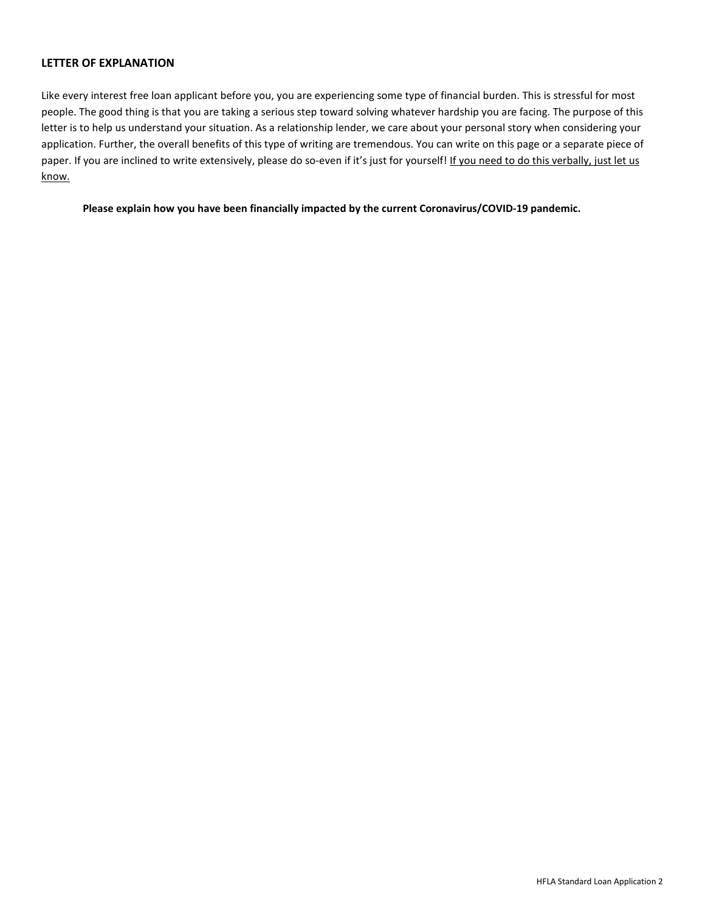## LETTER OF EXPLANATION

Like every interest free loan applicant before you, you are experiencing some type of financial burden. This is stressful for most people. The good thing is that you are taking a serious step toward solving whatever hardship you are facing. The purpose of this letter is to help us understand your situation. As a relationship lender, we care about your personal story when considering your application. Further, the overall benefits of this type of writing are tremendous. You can write on this page or a separate piece of paper. If you are inclined to write extensively, please do so-even if it's just for yourself! <u>If you need to do this verbally, just let us know.</u>

**Please explain how you have been financially impacted by the current Coronavirus/COVID-19 pandemic.**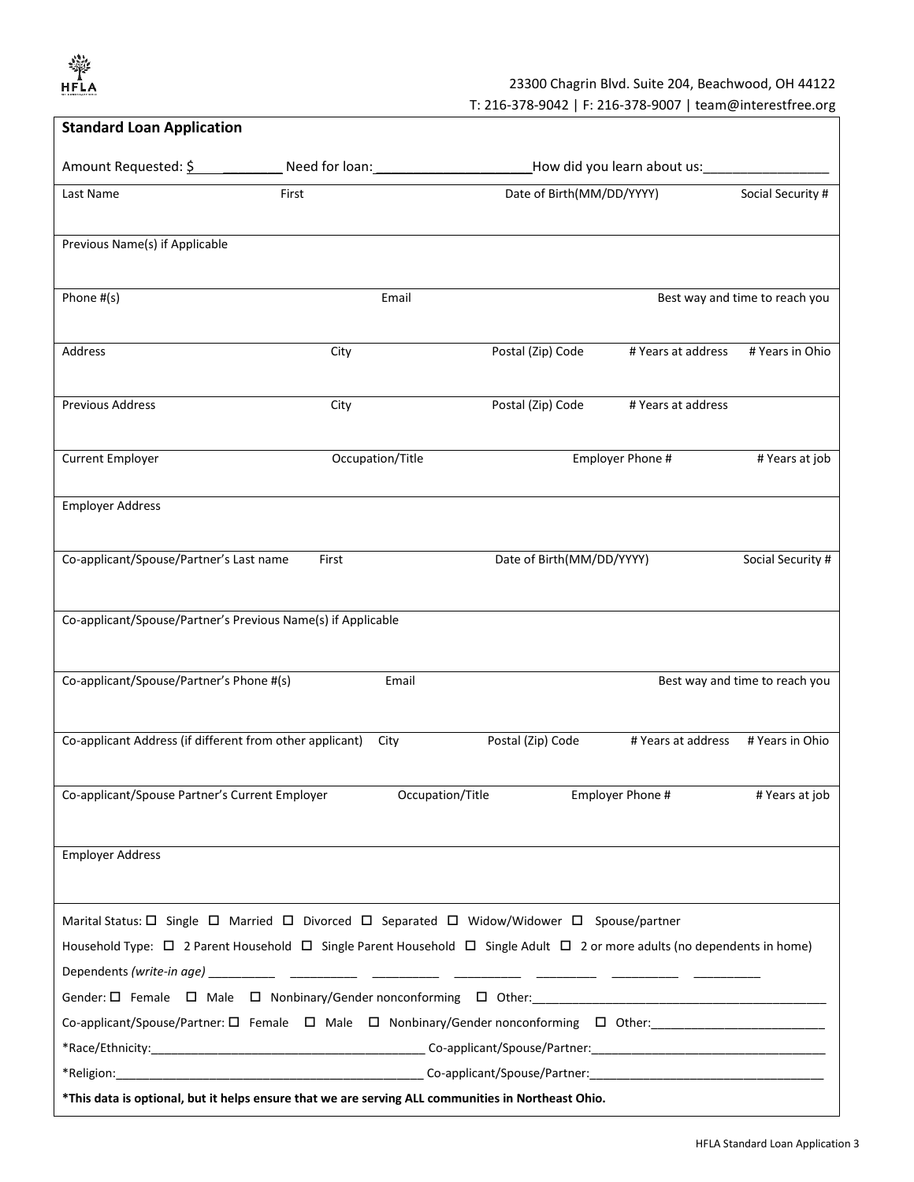HFLA

23300 Chagrin Blvd. Suite 204, Beachwood, OH 44122
T: 216-378-9042 | F: 216-378-9007 | team@interestfree.org

## Standard Loan Application

Amount Requested: $____________ Need for loan:____________________How did you learn about us:_________________

| Last Name | First | Date of Birth(MM/DD/YYYY) | Social Security # |
|---|---|---|---|
| | | | |

| Previous Name(s) if Applicable |
|---|
| |

| Phone #(s) | Email | Best way and time to reach you |
|---|---|---|
| | | |

| Address | City | Postal (Zip) Code | # Years at address | # Years in Ohio |
|---|---|---|---|---|
| | | | | |

| Previous Address | City | Postal (Zip) Code | # Years at address |
|---|---|---|---|
| | | | |

| Current Employer | Occupation/Title | Employer Phone # | # Years at job |
|---|---|---|---|
| | | | |

| Employer Address |
|---|
| |

| Co-applicant/Spouse/Partner's Last name | First | Date of Birth(MM/DD/YYYY) | Social Security # |
|---|---|---|---|
| | | | |

| Co-applicant/Spouse/Partner's Previous Name(s) if Applicable |
|---|
| |

| Co-applicant/Spouse/Partner's Phone #(s) | Email | Best way and time to reach you |
|---|---|---|
| | | |

| Co-applicant Address (if different from other applicant) | City | Postal (Zip) Code | # Years at address | # Years in Ohio |
|---|---|---|---|---|
| | | | | |

| Co-applicant/Spouse Partner's Current Employer | Occupation/Title | Employer Phone # | # Years at job |
|---|---|---|---|
| | | | |

| Employer Address |
|---|
| |

Marital Status: ☐ Single ☐ Married ☐ Divorced ☐ Separated ☐ Widow/Widower ☐ Spouse/partner

Household Type: ☐ 2 Parent Household ☐ Single Parent Household ☐ Single Adult ☐ 2 or more adults (no dependents in home)

Dependents *(write-in age)* __________ __________ __________ __________ _________ __________ __________

Gender: ☐ Female ☐ Male ☐ Nonbinary/Gender nonconforming ☐ Other:____________________________________________

Co-applicant/Spouse/Partner: ☐ Female ☐ Male ☐ Nonbinary/Gender nonconforming ☐ Other:_________________________

*Race/Ethnicity:_________________________________________ Co-applicant/Spouse/Partner:___________________________________

*Religion:______________________________________________ Co-applicant/Spouse/Partner:___________________________________

**\*This data is optional, but it helps ensure that we are serving ALL communities in Northeast Ohio.**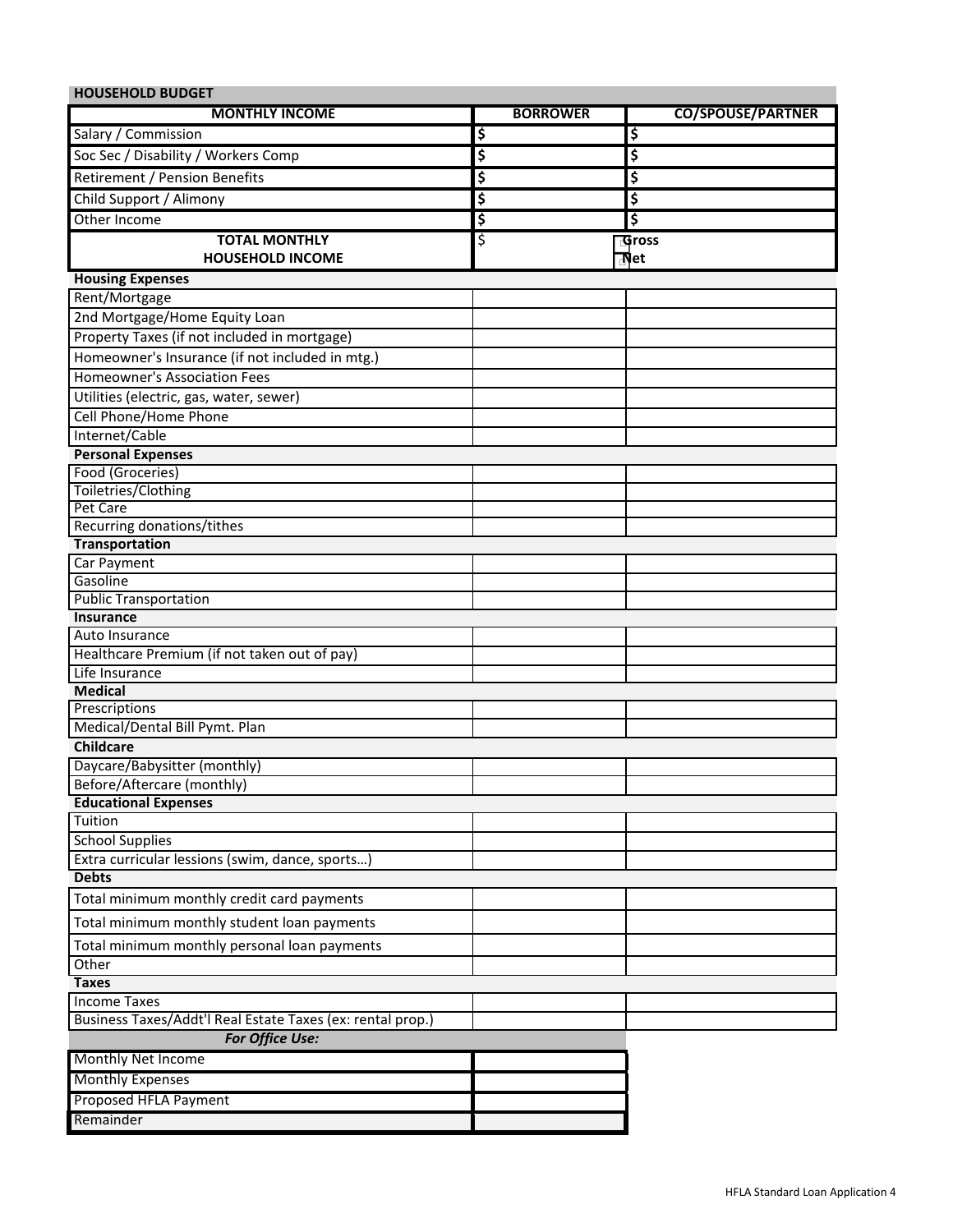## HOUSEHOLD BUDGET

| MONTHLY INCOME | BORROWER | CO/SPOUSE/PARTNER |
|---|---|---|
| Salary / Commission | $ | $ |
| Soc Sec / Disability / Workers Comp | $ | $ |
| Retirement / Pension Benefits | $ | $ |
| Child Support / Alimony | $ | $ |
| Other Income | $ | $ |
| **TOTAL MONTHLY HOUSEHOLD INCOME** | $ | ☐ Gross ☐ Net |
| **Housing Expenses** | | |
| Rent/Mortgage | | |
| 2nd Mortgage/Home Equity Loan | | |
| Property Taxes (if not included in mortgage) | | |
| Homeowner's Insurance (if not included in mtg.) | | |
| Homeowner's Association Fees | | |
| Utilities (electric, gas, water, sewer) | | |
| Cell Phone/Home Phone | | |
| Internet/Cable | | |
| **Personal Expenses** | | |
| Food (Groceries) | | |
| Toiletries/Clothing | | |
| Pet Care | | |
| Recurring donations/tithes | | |
| **Transportation** | | |
| Car Payment | | |
| Gasoline | | |
| Public Transportation | | |
| **Insurance** | | |
| Auto Insurance | | |
| Healthcare Premium (if not taken out of pay) | | |
| Life Insurance | | |
| **Medical** | | |
| Prescriptions | | |
| Medical/Dental Bill Pymt. Plan | | |
| **Childcare** | | |
| Daycare/Babysitter (monthly) | | |
| Before/Aftercare (monthly) | | |
| **Educational Expenses** | | |
| Tuition | | |
| School Supplies | | |
| Extra curricular lessions (swim, dance, sports…) | | |
| **Debts** | | |
| Total minimum monthly credit card payments | | |
| Total minimum monthly student loan payments | | |
| Total minimum monthly personal loan payments | | |
| Other | | |
| **Taxes** | | |
| Income Taxes | | |
| Business Taxes/Addt'l Real Estate Taxes (ex: rental prop.) | | |

| ***For Office Use:*** | |
|---|---|
| Monthly Net Income | |
| Monthly Expenses | |
| Proposed HFLA Payment | |
| Remainder | |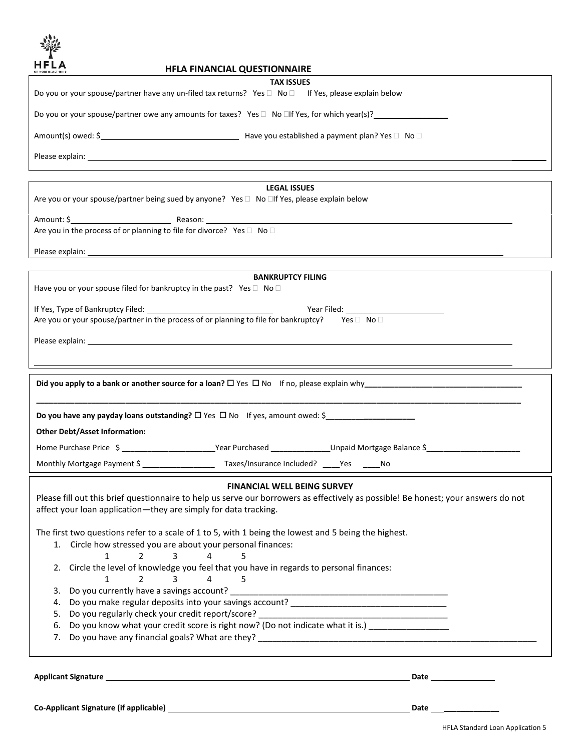HFLA OF NORTHEAST OHIO

# HFLA FINANCIAL QUESTIONNAIRE

## TAX ISSUES

Do you or your spouse/partner have any un-filed tax returns? Yes ☐ No ☐ If Yes, please explain below

Do you or your spouse/partner owe any amounts for taxes? Yes ☐ No ☐ If Yes, for which year(s)?_________________

Amount(s) owed: $_______________________________ Have you established a payment plan? Yes ☐ No ☐

Please explain: ________________________________________________________________________________

## LEGAL ISSUES

Are you or your spouse/partner being sued by anyone? Yes ☐ No ☐ If Yes, please explain below

Amount: $______________________ Reason: _______________________________________________________

Are you in the process of or planning to file for divorce? Yes ☐ No ☐

Please explain: ________________________________________________________________________________

## BANKRUPTCY FILING

Have you or your spouse filed for bankruptcy in the past? Yes ☐ No ☐

If Yes, Type of Bankruptcy Filed: _____________________________ Year Filed: _______________________

Are you or your spouse/partner in the process of or planning to file for bankruptcy? Yes ☐ No ☐

Please explain: ________________________________________________________________________________

______________________________________________________________________________________________

**Did you apply to a bank or another source for a loan?** ☐ Yes ☐ No If no, please explain why_____________________________________

______________________________________________________________________________________________

**Do you have any payday loans outstanding?** ☐ Yes ☐ No If yes, amount owed: $_______________________

**Other Debt/Asset Information:**

Home Purchase Price $ ______________________Year Purchased ______________Unpaid Mortgage Balance $______________________

Monthly Mortgage Payment $ _________________ Taxes/Insurance Included? ____Yes ____No

## FINANCIAL WELL BEING SURVEY

Please fill out this brief questionnaire to help us serve our borrowers as effectively as possible! Be honest; your answers do not affect your loan application—they are simply for data tracking.

The first two questions refer to a scale of 1 to 5, with 1 being the lowest and 5 being the highest.

1. Circle how stressed you are about your personal finances:
   1 2 3 4 5
2. Circle the level of knowledge you feel that you have in regards to personal finances:
   1 2 3 4 5
3. Do you currently have a savings account? _______________________________________________
4. Do you make regular deposits into your savings account? __________________________________
5. Do you regularly check your credit report/score? _________________________________________
6. Do you know what your credit score is right now? (Do not indicate what it is.) _________________
7. Do you have any financial goals? What are they? ______________________________________________________________

**Applicant Signature** ______________________________________________________________ **Date** _____________

**Co-Applicant Signature (if applicable)** ______________________________________________ **Date** _____________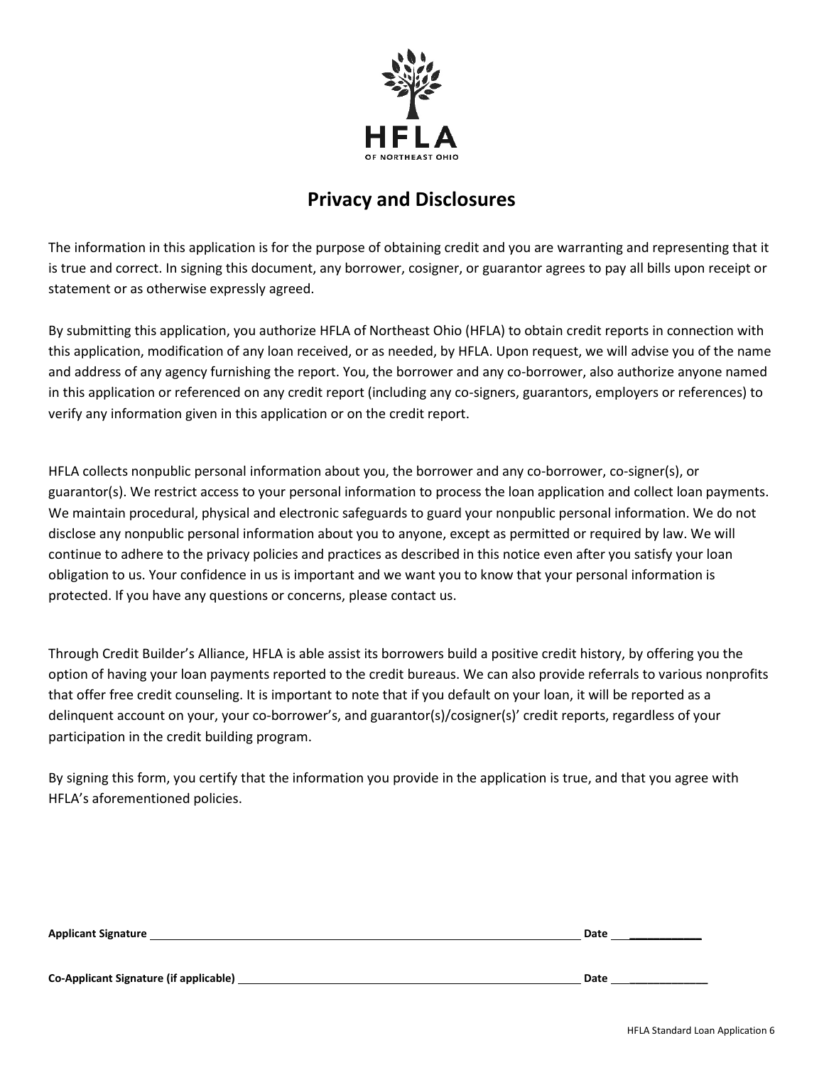HFLA

OF NORTHEAST OHIO

## Privacy and Disclosures

The information in this application is for the purpose of obtaining credit and you are warranting and representing that it is true and correct. In signing this document, any borrower, cosigner, or guarantor agrees to pay all bills upon receipt or statement or as otherwise expressly agreed.

By submitting this application, you authorize HFLA of Northeast Ohio (HFLA) to obtain credit reports in connection with this application, modification of any loan received, or as needed, by HFLA. Upon request, we will advise you of the name and address of any agency furnishing the report. You, the borrower and any co-borrower, also authorize anyone named in this application or referenced on any credit report (including any co-signers, guarantors, employers or references) to verify any information given in this application or on the credit report.

HFLA collects nonpublic personal information about you, the borrower and any co-borrower, co-signer(s), or guarantor(s). We restrict access to your personal information to process the loan application and collect loan payments. We maintain procedural, physical and electronic safeguards to guard your nonpublic personal information. We do not disclose any nonpublic personal information about you to anyone, except as permitted or required by law. We will continue to adhere to the privacy policies and practices as described in this notice even after you satisfy your loan obligation to us. Your confidence in us is important and we want you to know that your personal information is protected. If you have any questions or concerns, please contact us.

Through Credit Builder's Alliance, HFLA is able assist its borrowers build a positive credit history, by offering you the option of having your loan payments reported to the credit bureaus. We can also provide referrals to various nonprofits that offer free credit counseling. It is important to note that if you default on your loan, it will be reported as a delinquent account on your, your co-borrower's, and guarantor(s)/cosigner(s)' credit reports, regardless of your participation in the credit building program.

By signing this form, you certify that the information you provide in the application is true, and that you agree with HFLA's aforementioned policies.

**Applicant Signature** ______________________________ **Date** ____________

**Co-Applicant Signature (if applicable)** ______________________________ **Date** ____________